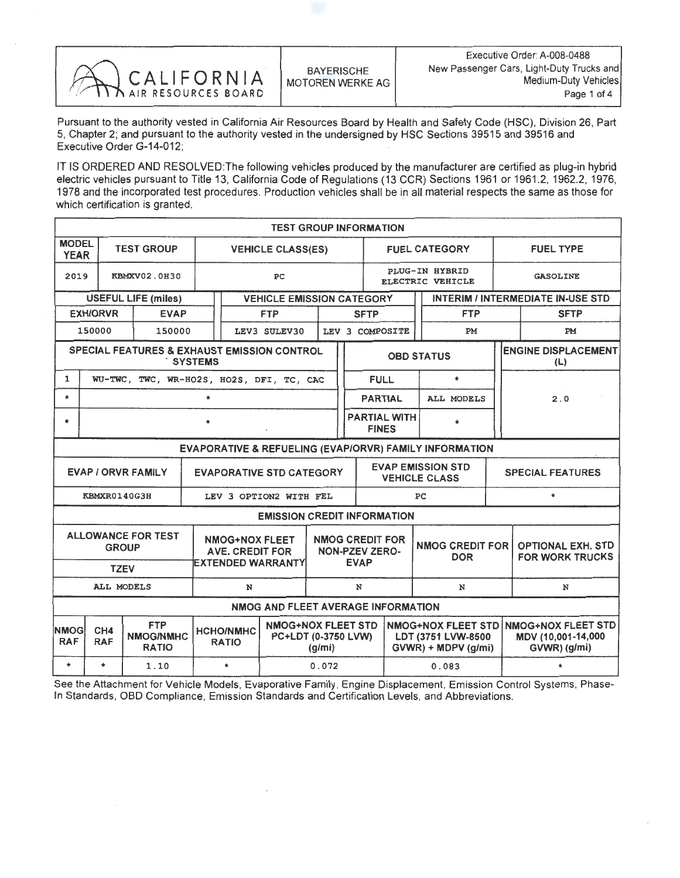| CALIFORNIA AIR RESOURCES BOARD | BAYERISCHE MOTOREN WERKE AG | Executive Order: A-008-0488 New Passenger Cars, Light-Duty Trucks and Medium-Duty Vehicles |
|---|---|---|

Pursuant to the authority vested in California Air Resources Board by Health and Safety Code (HSC), Division 26, Part 5, Chapter 2; and pursuant to the authority vested in the undersigned by HSC Sections 39515 and 39516 and Executive Order G-14-012;

IT IS ORDERED AND RESOLVED:The following vehicles produced by the manufacturer are certified as plug-in hybrid electric vehicles pursuant to Title 13, California Code of Regulations (13 CCR) Sections 1961 or 1961.2, 1962.2, 1976, 1978 and the incorporated test procedures. Production vehicles shall be in all material respects the same as those for which certification is granted.

**TEST GROUP INFORMATION**

| MODEL YEAR | TEST GROUP | VEHICLE CLASS(ES) | FUEL CATEGORY | FUEL TYPE |
|---|---|---|---|---|
| 2019 | KBMXV02.0H30 | PC | PLUG-IN HYBRID ELECTRIC VEHICLE | GASOLINE |

| USEFUL LIFE (miles) | | VEHICLE EMISSION CATEGORY | | INTERIM / INTERMEDIATE IN-USE STD | |
|---|---|---|---|---|---|
| EXH/ORVR | EVAP | FTP | SFTP | FTP | SFTP |
| 150000 | 150000 | LEV3 SULEV30 | LEV 3 COMPOSITE | PM | PM |

| | SPECIAL FEATURES & EXHAUST EMISSION CONTROL SYSTEMS | OBD STATUS | | ENGINE DISPLACEMENT (L) |
|---|---|---|---|---|
| 1 | WU-TWC, TWC, WR-HO2S, HO2S, DFI, TC, CAC | FULL | * | 2.0 |
| * | * | PARTIAL | ALL MODELS | |
| * | * | PARTIAL WITH FINES | * | |

**EVAPORATIVE & REFUELING (EVAP/ORVR) FAMILY INFORMATION**

| EVAP / ORVR FAMILY | EVAPORATIVE STD CATEGORY | EVAP EMISSION STD VEHICLE CLASS | SPECIAL FEATURES |
|---|---|---|---|
| KBMXR0140G3H | LEV 3 OPTION2 WITH FEL | PC | * |

**EMISSION CREDIT INFORMATION**

| ALLOWANCE FOR TEST GROUP TZEV | NMOG+NOX FLEET AVE. CREDIT FOR EXTENDED WARRANTY | NMOG CREDIT FOR NON-PZEV ZERO-EVAP | NMOG CREDIT FOR DOR | OPTIONAL EXH. STD FOR WORK TRUCKS |
|---|---|---|---|---|
| ALL MODELS | N | N | N | N |

**NMOG AND FLEET AVERAGE INFORMATION**

| NMOG RAF | CH4 RAF | FTP NMOG/NMHC RATIO | HCHO/NMHC RATIO | NMOG+NOX FLEET STD PC+LDT (0-3750 LVW) (g/mi) | NMOG+NOX FLEET STD LDT (3751 LVW-8500 GVWR) + MDPV (g/mi) | NMOG+NOX FLEET STD MDV (10,001-14,000 GVWR) (g/mi) |
|---|---|---|---|---|---|---|
| * | * | 1.10 | * | 0.072 | 0.083 | * |

See the Attachment for Vehicle Models, Evaporative Family, Engine Displacement, Emission Control Systems, Phase-In Standards, OBD Compliance, Emission Standards and Certification Levels, and Abbreviations.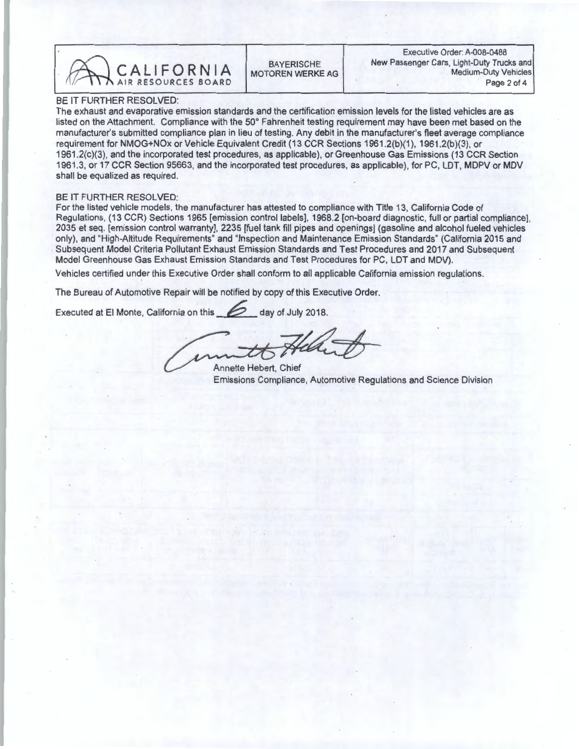BE IT FURTHER RESOLVED:

The exhaust and evaporative emission standards and the certification emission levels for the listed vehicles are as listed on the Attachment. Compliance with the 50° Fahrenheit testing requirement may have been met based on the manufacturer's submitted compliance plan in lieu of testing. Any debit in the manufacturer's fleet average compliance requirement for NMOG+NOx or Vehicle Equivalent Credit (13 CCR Sections 1961.2(b)(1), 1961.2(b)(3), or 1961.2(c)(3), and the incorporated test procedures, as applicable), or Greenhouse Gas Emissions (13 CCR Section 1961.3, or 17 CCR Section 95663, and the incorporated test procedures, as applicable), for PC, LDT, MDPV or MDV shall be equalized as required.

BE IT FURTHER RESOLVED:

For the listed vehicle models, the manufacturer has attested to compliance with Title 13, California Code of Regulations, (13 CCR) Sections 1965 [emission control labels], 1968.2 [on-board diagnostic, full or partial compliance], 2035 et seq. [emission control warranty], 2235 [fuel tank fill pipes and openings] (gasoline and alcohol fueled vehicles only), and "High-Altitude Requirements" and "Inspection and Maintenance Emission Standards" (California 2015 and Subsequent Model Criteria Pollutant Exhaust Emission Standards and Test Procedures and 2017 and Subsequent Model Greenhouse Gas Exhaust Emission Standards and Test Procedures for PC, LDT and MDV).

Vehicles certified under this Executive Order shall conform to all applicable California emission regulations.

The Bureau of Automotive Repair will be notified by copy of this Executive Order.

Executed at El Monte, California on this 6 day of July 2018.

Annette Hebert, Chief
Emissions Compliance, Automotive Regulations and Science Division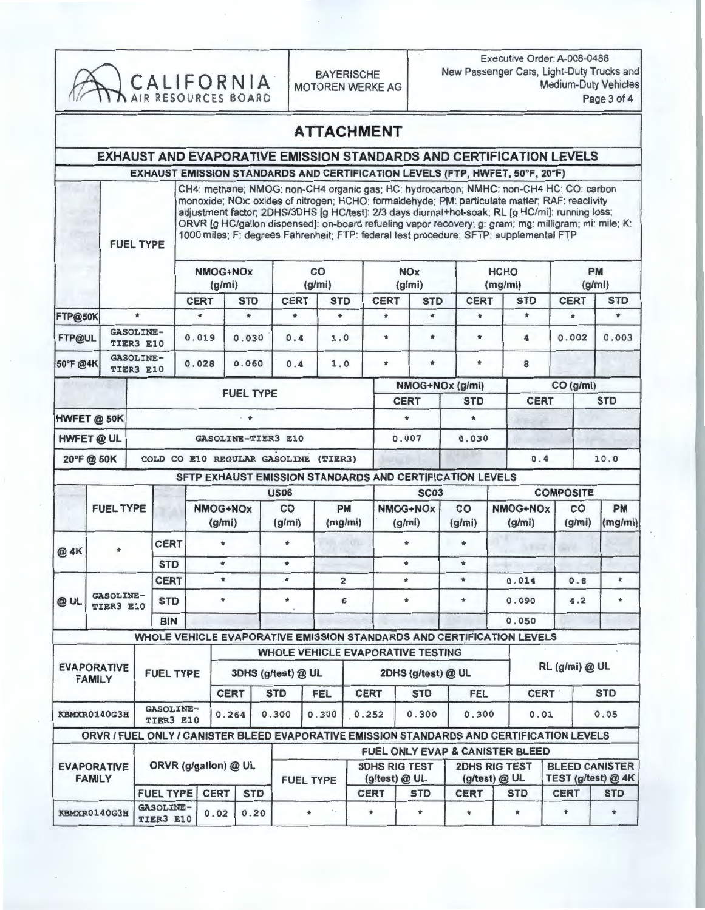CALIFORNIA AIR RESOURCES BOARD

BAYERISCHE MOTOREN WERKE AG

Executive Order: A-008-0488
New Passenger Cars, Light-Duty Trucks and Medium-Duty Vehicles

# ATTACHMENT

## EXHAUST AND EVAPORATIVE EMISSION STANDARDS AND CERTIFICATION LEVELS

### EXHAUST EMISSION STANDARDS AND CERTIFICATION LEVELS (FTP, HWFET, 50°F, 20°F)

CH4: methane; NMOG: non-CH4 organic gas; HC: hydrocarbon; NMHC: non-CH4 HC; CO: carbon monoxide; NOx: oxides of nitrogen; HCHO: formaldehyde; PM: particulate matter; RAF: reactivity adjustment factor; 2DHS/3DHS [g HC/test]: 2/3 days diurnal+hot-soak; RL [g HC/mi]: running loss; ORVR [g HC/gallon dispensed]: on-board refueling vapor recovery; g: gram; mg: milligram; mi: mile; K: 1000 miles; F: degrees Fahrenheit; FTP: federal test procedure; SFTP: supplemental FTP

| | FUEL TYPE | NMOG+NOx (g/mi) | | CO (g/mi) | | NOx (g/mi) | | HCHO (mg/mi) | | PM (g/mi) | |
|---|---|---|---|---|---|---|---|---|---|---|---|
| | | CERT | STD | CERT | STD | CERT | STD | CERT | STD | CERT | STD |
| FTP@50K | * | * | * | * | * | * | * | * | * | * | * |
| FTP@UL | GASOLINE-TIER3 E10 | 0.019 | 0.030 | 0.4 | 1.0 | * | * | * | 4 | 0.002 | 0.003 |
| 50°F @4K | GASOLINE-TIER3 E10 | 0.028 | 0.060 | 0.4 | 1.0 | * | * | * | 8 | | |

| | FUEL TYPE | NMOG+NOx (g/mi) | | CO (g/mi) | |
|---|---|---|---|---|---|
| | | CERT | STD | CERT | STD |
| HWFET @ 50K | * | * | * | | |
| HWFET @ UL | GASOLINE-TIER3 E10 | 0.007 | 0.030 | | |
| 20°F @ 50K | COLD CO E10 REGULAR GASOLINE (TIER3) | | | 0.4 | 10.0 |

### SFTP EXHAUST EMISSION STANDARDS AND CERTIFICATION LEVELS

| | FUEL TYPE | | US06 NMOG+NOx (g/mi) | US06 CO (g/mi) | US06 PM (mg/mi) | SC03 NMOG+NOx (g/mi) | SC03 CO (g/mi) | COMPOSITE NMOG+NOx (g/mi) | COMPOSITE CO (g/mi) | COMPOSITE PM (mg/mi) |
|---|---|---|---|---|---|---|---|---|---|---|
| @ 4K | * | CERT | * | * | | * | * | | | |
| | | STD | * | * | | * | * | | | |
| @ UL | GASOLINE-TIER3 E10 | CERT | * | * | 2 | * | * | 0.014 | 0.8 | * |
| | | STD | * | * | 6 | * | * | 0.090 | 4.2 | * |
| | | BIN | | | | | | 0.050 | | |

### WHOLE VEHICLE EVAPORATIVE EMISSION STANDARDS AND CERTIFICATION LEVELS

| EVAPORATIVE FAMILY | FUEL TYPE | 3DHS (g/test) @ UL | | | 2DHS (g/test) @ UL | | | RL (g/mi) @ UL | |
|---|---|---|---|---|---|---|---|---|---|
| | | CERT | STD | FEL | CERT | STD | FEL | CERT | STD |
| KBMXR0140G3H | GASOLINE-TIER3 E10 | 0.264 | 0.300 | 0.300 | 0.252 | 0.300 | 0.300 | 0.01 | 0.05 |

### ORVR / FUEL ONLY / CANISTER BLEED EVAPORATIVE EMISSION STANDARDS AND CERTIFICATION LEVELS

| EVAPORATIVE FAMILY | ORVR (g/gallon) @ UL | | | FUEL ONLY EVAP & CANISTER BLEED | | | | | | |
|---|---|---|---|---|---|---|---|---|---|---|
| | FUEL TYPE | CERT | STD | FUEL TYPE | 3DHS RIG TEST (g/test) @ UL CERT | 3DHS RIG TEST (g/test) @ UL STD | 2DHS RIG TEST (g/test) @ UL CERT | 2DHS RIG TEST (g/test) @ UL STD | BLEED CANISTER TEST (g/test) @ 4K CERT | BLEED CANISTER TEST (g/test) @ 4K STD |
| KBMXR0140G3H | GASOLINE-TIER3 E10 | 0.02 | 0.20 | * | * | * | * | * | * | * |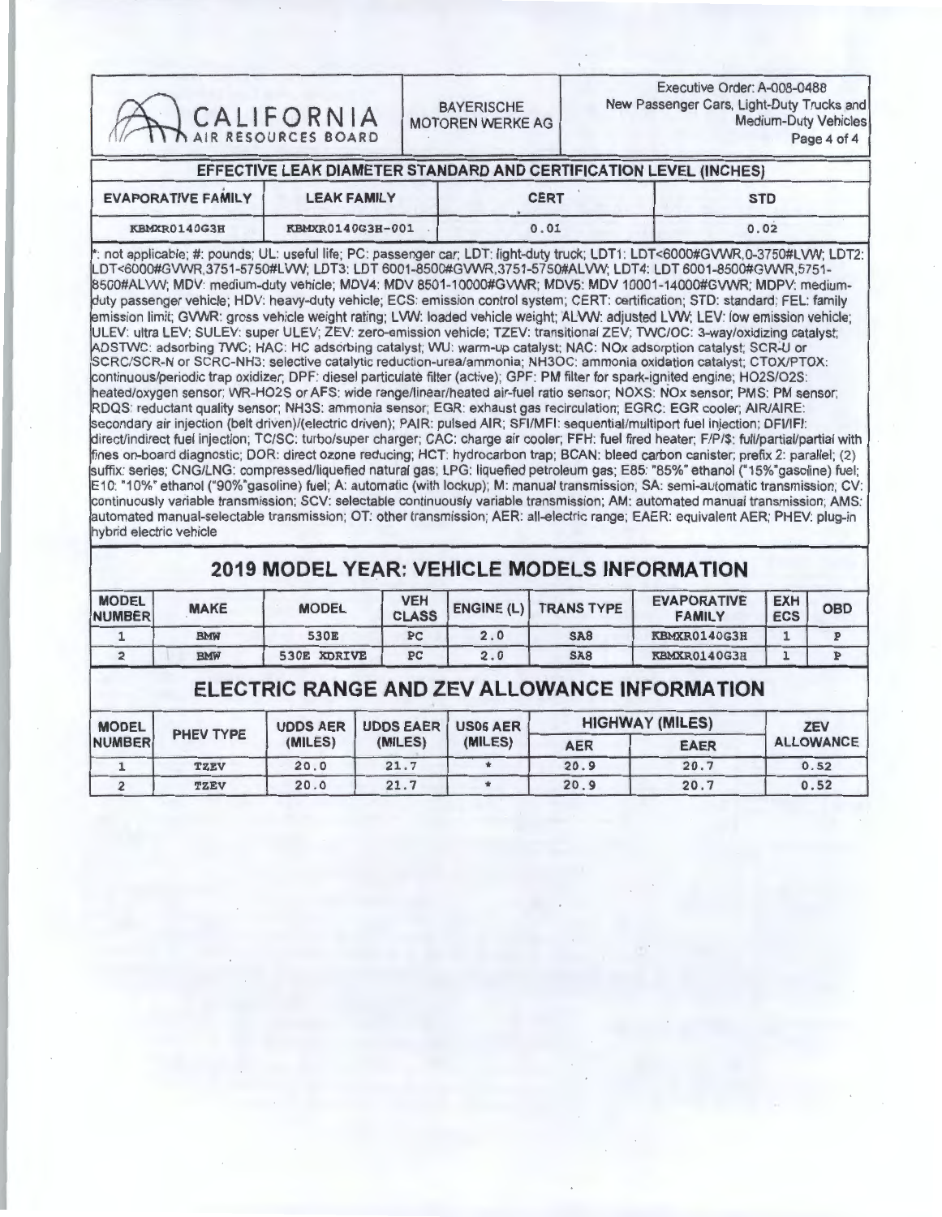CALIFORNIA AIR RESOURCES BOARD

BAYERISCHE MOTOREN WERKE AG

Executive Order: A-008-0488
New Passenger Cars, Light-Duty Trucks and Medium-Duty Vehicles

## EFFECTIVE LEAK DIAMETER STANDARD AND CERTIFICATION LEVEL (INCHES)

| EVAPORATIVE FAMILY | LEAK FAMILY | CERT | STD |
|---|---|---|---|
| KBMXR0140G3H | KBMXR0140G3H-001 | 0.01 | 0.02 |

*: not applicable; #: pounds; UL: useful life; PC: passenger car; LDT: light-duty truck; LDT1: LDT<6000#GVWR,0-3750#LVW; LDT2: LDT<6000#GVWR,3751-5750#LVW; LDT3: LDT 6001-8500#GVWR,3751-5750#ALVW; LDT4: LDT 6001-8500#GVWR,5751-8500#ALVW; MDV: medium-duty vehicle; MDV4: MDV 8501-10000#GVWR; MDV5: MDV 10001-14000#GVWR; MDPV: medium-duty passenger vehicle; HDV: heavy-duty vehicle; ECS: emission control system; CERT: certification; STD: standard; FEL: family emission limit; GVWR: gross vehicle weight rating; LVW: loaded vehicle weight; ALVW: adjusted LVW; LEV: low emission vehicle; ULEV: ultra LEV; SULEV: super ULEV; ZEV: zero-emission vehicle; TZEV: transitional ZEV; TWC/OC: 3-way/oxidizing catalyst; ADSTWC: adsorbing TWC; HAC: HC adsorbing catalyst; WU: warm-up catalyst; NAC: NOx adsorption catalyst; SCR-U or SCRC/SCR-N or SCRC-NH3: selective catalytic reduction-urea/ammonia; NH3OC: ammonia oxidation catalyst; CTOX/PTOX: continuous/periodic trap oxidizer; DPF: diesel particulate filter (active); GPF: PM filter for spark-ignited engine; HO2S/O2S: heated/oxygen sensor; WR-HO2S or AFS: wide range/linear/heated air-fuel ratio sensor; NOXS: NOx sensor; PMS: PM sensor; RDQS: reductant quality sensor; NH3S: ammonia sensor; EGR: exhaust gas recirculation; EGRC: EGR cooler; AIR/AIRE: secondary air injection (belt driven)/(electric driven); PAIR: pulsed AIR; SFI/MFI: sequential/multiport fuel injection; DFI/IFI: direct/indirect fuel injection; TC/SC: turbo/super charger; CAC: charge air cooler; FFH: fuel fired heater; F/P/$: full/partial/partial with fines on-board diagnostic; DOR: direct ozone reducing; HCT: hydrocarbon trap; BCAN: bleed carbon canister; prefix 2: parallel; (2) suffix: series; CNG/LNG: compressed/liquefied natural gas; LPG: liquefied petroleum gas; E85: "85%" ethanol ("15%"gasoline) fuel; E10: "10%" ethanol ("90%"gasoline) fuel; A: automatic (with lockup); M: manual transmission; SA: semi-automatic transmission; CV: continuously variable transmission; SCV: selectable continuously variable transmission; AM: automated manual transmission; AMS: automated manual-selectable transmission; OT: other transmission; AER: all-electric range; EAER: equivalent AER; PHEV: plug-in hybrid electric vehicle

## 2019 MODEL YEAR: VEHICLE MODELS INFORMATION

| MODEL NUMBER | MAKE | MODEL | VEH CLASS | ENGINE (L) | TRANS TYPE | EVAPORATIVE FAMILY | EXH ECS | OBD |
|---|---|---|---|---|---|---|---|---|
| 1 | BMW | 530E | PC | 2.0 | SA8 | KBMXR0140G3H | 1 | F |
| 2 | BMW | 530E XDRIVE | PC | 2.0 | SA8 | KBMXR0140G3H | 1 | F |

## ELECTRIC RANGE AND ZEV ALLOWANCE INFORMATION

| MODEL NUMBER | PHEV TYPE | UDDS AER (MILES) | UDDS EAER (MILES) | US06 AER (MILES) | HIGHWAY (MILES) | | ZEV ALLOWANCE |
|---|---|---|---|---|---|---|---|
| | | | | | AER | EAER | |
| 1 | TZEV | 20.0 | 21.7 | * | 20.9 | 20.7 | 0.52 |
| 2 | TZEV | 20.0 | 21.7 | * | 20.9 | 20.7 | 0.52 |